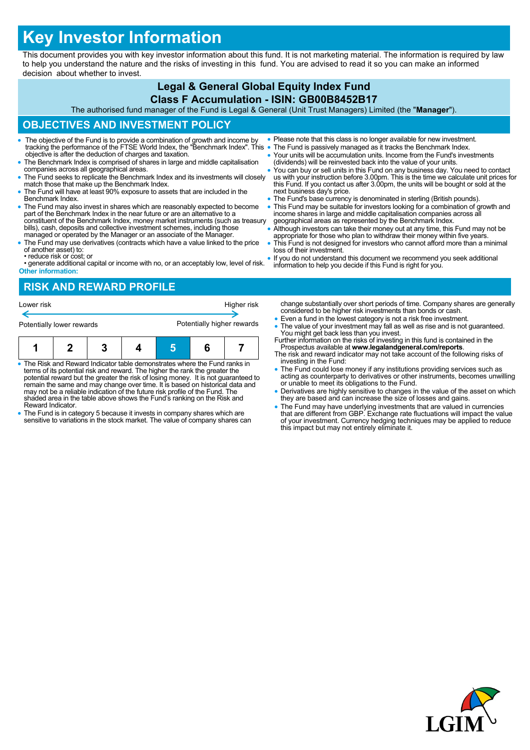# Key Investor Information

This document provides you with key investor information about this fund. It is not marketing material. The information is required by law to help you understand the nature and the risks of investing in this fund. You are advised to read it so you can make an informed decision about whether to invest.

## Legal & General Global Equity Index Fund
## Class F Accumulation - ISIN: GB00B8452B17

The authorised fund manager of the Fund is Legal & General (Unit Trust Managers) Limited (the "**Manager**").

## OBJECTIVES AND INVESTMENT POLICY

- The objective of the Fund is to provide a combination of growth and income by tracking the performance of the FTSE World Index, the "Benchmark Index". This objective is after the deduction of charges and taxation.
- The Benchmark Index is comprised of shares in large and middle capitalisation companies across all geographical areas.
- The Fund seeks to replicate the Benchmark Index and its investments will closely match those that make up the Benchmark Index.
- The Fund will have at least 90% exposure to assets that are included in the Benchmark Index.
- The Fund may also invest in shares which are reasonably expected to become part of the Benchmark Index in the near future or are an alternative to a constituent of the Benchmark Index, money market instruments (such as treasury bills), cash, deposits and collective investment schemes, including those managed or operated by the Manager or an associate of the Manager.
- The Fund may use derivatives (contracts which have a value linked to the price of another asset) to:
  - • reduce risk or cost; or
  - • generate additional capital or income with no, or an acceptably low, level of risk.

**Other information:**

- Please note that this class is no longer available for new investment.
- The Fund is passively managed as it tracks the Benchmark Index.
- Your units will be accumulation units. Income from the Fund's investments (dividends) will be reinvested back into the value of your units.
- You can buy or sell units in this Fund on any business day. You need to contact us with your instruction before 3.00pm. This is the time we calculate unit prices for this Fund. If you contact us after 3.00pm, the units will be bought or sold at the next business day's price.
- The Fund's base currency is denominated in sterling (British pounds).
- This Fund may be suitable for investors looking for a combination of growth and income shares in large and middle capitalisation companies across all geographical areas as represented by the Benchmark Index.
- Although investors can take their money out at any time, this Fund may not be appropriate for those who plan to withdraw their money within five years.
- This Fund is not designed for investors who cannot afford more than a minimal loss of their investment.
- If you do not understand this document we recommend you seek additional information to help you decide if this Fund is right for you.

## RISK AND REWARD PROFILE

Lower risk ← → Higher risk

Potentially lower rewards — Potentially higher rewards

| 1 | 2 | 3 | 4 | **5** | 6 | 7 |
|---|---|---|---|---|---|---|

- The Risk and Reward Indicator table demonstrates where the Fund ranks in terms of its potential risk and reward. The higher the rank the greater the potential reward but the greater the risk of losing money. It is not guaranteed to remain the same and may change over time. It is based on historical data and may not be a reliable indication of the future risk profile of the Fund. The shaded area in the table above shows the Fund's ranking on the Risk and Reward Indicator.
- The Fund is in category 5 because it invests in company shares which are sensitive to variations in the stock market. The value of company shares can change substantially over short periods of time. Company shares are generally considered to be higher risk investments than bonds or cash.
- Even a fund in the lowest category is not a risk free investment.
- The value of your investment may fall as well as rise and is not guaranteed. You might get back less than you invest.

Further information on the risks of investing in this fund is contained in the Prospectus available at **www.legalandgeneral.com/reports**.

The risk and reward indicator may not take account of the following risks of investing in the Fund:

- The Fund could lose money if any institutions providing services such as acting as counterparty to derivatives or other instruments, becomes unwilling or unable to meet its obligations to the Fund.
- Derivatives are highly sensitive to changes in the value of the asset on which they are based and can increase the size of losses and gains.
- The Fund may have underlying investments that are valued in currencies that are different from GBP. Exchange rate fluctuations will impact the value of your investment. Currency hedging techniques may be applied to reduce this impact but may not entirely eliminate it.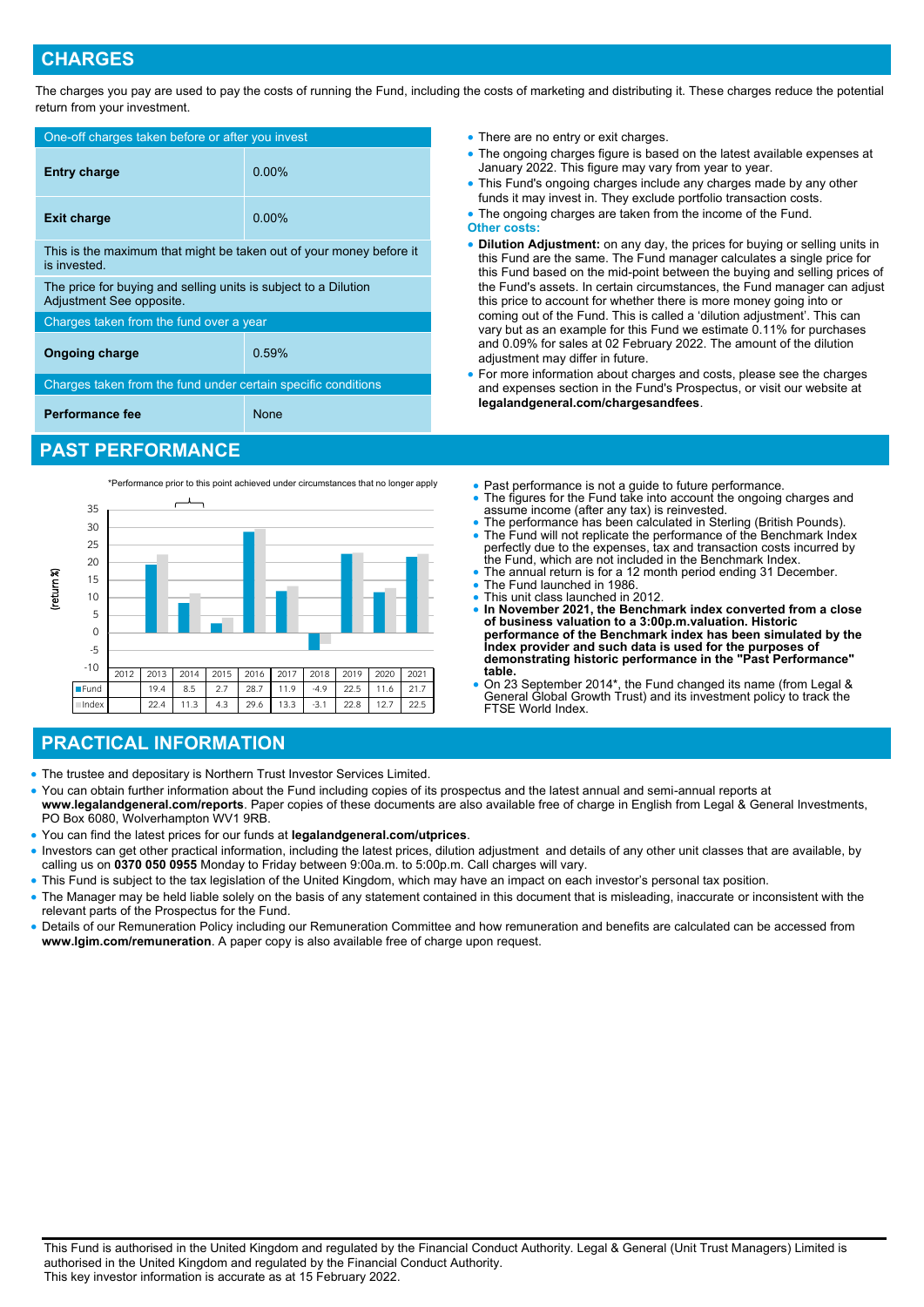## CHARGES

The charges you pay are used to pay the costs of running the Fund, including the costs of marketing and distributing it. These charges reduce the potential return from your investment.

| One-off charges taken before or after you invest | |
|---|---|
| **Entry charge** | 0.00% |
| **Exit charge** | 0.00% |
| This is the maximum that might be taken out of your money before it is invested. | |
| The price for buying and selling units is subject to a Dilution Adjustment See opposite. | |
| Charges taken from the fund over a year | |
| **Ongoing charge** | 0.59% |
| Charges taken from the fund under certain specific conditions | |
| **Performance fee** | None |

- There are no entry or exit charges.
- The ongoing charges figure is based on the latest available expenses at January 2022. This figure may vary from year to year.
- This Fund's ongoing charges include any charges made by any other funds it may invest in. They exclude portfolio transaction costs.
- The ongoing charges are taken from the income of the Fund.

**Other costs:**

- **Dilution Adjustment:** on any day, the prices for buying or selling units in this Fund are the same. The Fund manager calculates a single price for this Fund based on the mid-point between the buying and selling prices of the Fund's assets. In certain circumstances, the Fund manager can adjust this price to account for whether there is more money going into or coming out of the Fund. This is called a 'dilution adjustment'. This can vary but as an example for this Fund we estimate 0.11% for purchases and 0.09% for sales at 02 February 2022. The amount of the dilution adjustment may differ in future.
- For more information about charges and costs, please see the charges and expenses section in the Fund's Prospectus, or visit our website at **legalandgeneral.com/chargesandfees**.

## PAST PERFORMANCE

*Performance prior to this point achieved under circumstances that no longer apply

(return %)

35 30 25 20 15 10 5 0 -5 -10

2012 2013 2014 2015 2016 2017 2018 2019 2020 2021

Fund: 19.4 8.5 2.7 28.7 11.9 -4.9 22.5 11.6 21.7

Index: 22.4 11.3 4.3 29.6 13.3 -3.1 22.8 12.7 22.5

- Past performance is not a guide to future performance.
- The figures for the Fund take into account the ongoing charges and assume income (after any tax) is reinvested.
- The performance has been calculated in Sterling (British Pounds).
- The Fund will not replicate the performance of the Benchmark Index perfectly due to the expenses, tax and transaction costs incurred by the Fund, which are not included in the Benchmark Index.
- The annual return is for a 12 month period ending 31 December.
- The Fund launched in 1986.
- This unit class launched in 2012.
- **In November 2021, the Benchmark index converted from a close of business valuation to a 3:00p.m.valuation. Historic performance of the Benchmark index has been simulated by the Index provider and such data is used for the purposes of demonstrating historic performance in the "Past Performance" table.**
- On 23 September 2014*, the Fund changed its name (from Legal & General Global Growth Trust) and its investment policy to track the FTSE World Index.

## PRACTICAL INFORMATION

- The trustee and depositary is Northern Trust Investor Services Limited.
- You can obtain further information about the Fund including copies of its prospectus and the latest annual and semi-annual reports at **www.legalandgeneral.com/reports**. Paper copies of these documents are also available free of charge in English from Legal & General Investments, PO Box 6080, Wolverhampton WV1 9RB.
- You can find the latest prices for our funds at **legalandgeneral.com/utprices**.
- Investors can get other practical information, including the latest prices, dilution adjustment and details of any other unit classes that are available, by calling us on **0370 050 0955** Monday to Friday between 9:00a.m. to 5:00p.m. Call charges will vary.
- This Fund is subject to the tax legislation of the United Kingdom, which may have an impact on each investor's personal tax position.
- The Manager may be held liable solely on the basis of any statement contained in this document that is misleading, inaccurate or inconsistent with the relevant parts of the Prospectus for the Fund.
- Details of our Remuneration Policy including our Remuneration Committee and how remuneration and benefits are calculated can be accessed from **www.lgim.com/remuneration**. A paper copy is also available free of charge upon request.

This Fund is authorised in the United Kingdom and regulated by the Financial Conduct Authority. Legal & General (Unit Trust Managers) Limited is authorised in the United Kingdom and regulated by the Financial Conduct Authority.
This key investor information is accurate as at 15 February 2022.